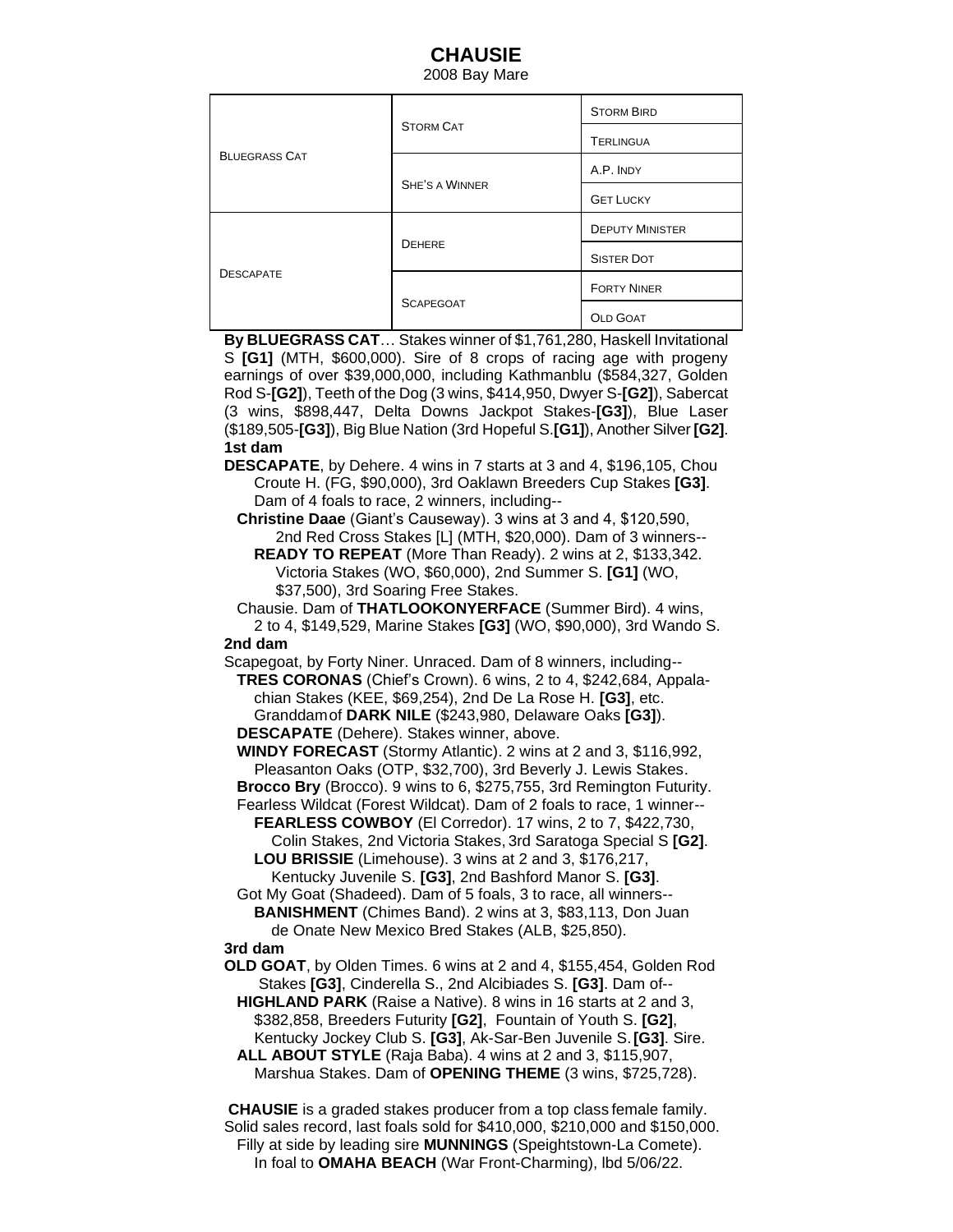# CHAUSIE

2008 Bay Mare

| | | |
|---|---|---|
| BLUEGRASS CAT | STORM CAT | STORM BIRD |
| | | TERLINGUA |
| | SHE'S A WINNER | A.P. INDY |
| | | GET LUCKY |
| DESCAPATE | DEHERE | DEPUTY MINISTER |
| | | SISTER DOT |
| | SCAPEGOAT | FORTY NINER |
| | | OLD GOAT |

**By BLUEGRASS CAT**… Stakes winner of $1,761,280, Haskell Invitational S **[G1]** (MTH, $600,000). Sire of 8 crops of racing age with progeny earnings of over $39,000,000, including Kathmanblu ($584,327, Golden Rod S-**[G2]**), Teeth of the Dog (3 wins, $414,950, Dwyer S-**[G2]**), Sabercat (3 wins, $898,447, Delta Downs Jackpot Stakes-**[G3]**), Blue Laser ($189,505-**[G3]**), Big Blue Nation (3rd Hopeful S.**[G1]**), Another Silver **[G2]**.

**1st dam**

**DESCAPATE**, by Dehere. 4 wins in 7 starts at 3 and 4, $196,105, Chou Croute H. (FG, $90,000), 3rd Oaklawn Breeders Cup Stakes **[G3]**. Dam of 4 foals to race, 2 winners, including--

**Christine Daae** (Giant's Causeway). 3 wins at 3 and 4, $120,590, 2nd Red Cross Stakes [L] (MTH, $20,000). Dam of 3 winners--

**READY TO REPEAT** (More Than Ready). 2 wins at 2, $133,342. Victoria Stakes (WO, $60,000), 2nd Summer S. **[G1]** (WO, $37,500), 3rd Soaring Free Stakes.

Chausie. Dam of **THATLOOKONYERFACE** (Summer Bird). 4 wins, 2 to 4, $149,529, Marine Stakes **[G3]** (WO, $90,000), 3rd Wando S.

**2nd dam**

Scapegoat, by Forty Niner. Unraced. Dam of 8 winners, including--

**TRES CORONAS** (Chief's Crown). 6 wins, 2 to 4, $242,684, Appalachian Stakes (KEE, $69,254), 2nd De La Rose H. **[G3]**, etc. Granddam of **DARK NILE** ($243,980, Delaware Oaks **[G3]**).

**DESCAPATE** (Dehere). Stakes winner, above.

**WINDY FORECAST** (Stormy Atlantic). 2 wins at 2 and 3, $116,992, Pleasanton Oaks (OTP, $32,700), 3rd Beverly J. Lewis Stakes.

**Brocco Bry** (Brocco). 9 wins to 6, $275,755, 3rd Remington Futurity.

Fearless Wildcat (Forest Wildcat). Dam of 2 foals to race, 1 winner--

**FEARLESS COWBOY** (El Corredor). 17 wins, 2 to 7, $422,730, Colin Stakes, 2nd Victoria Stakes, 3rd Saratoga Special S **[G2]**.

**LOU BRISSIE** (Limehouse). 3 wins at 2 and 3, $176,217, Kentucky Juvenile S. **[G3]**, 2nd Bashford Manor S. **[G3]**.

Got My Goat (Shadeed). Dam of 5 foals, 3 to race, all winners--

**BANISHMENT** (Chimes Band). 2 wins at 3, $83,113, Don Juan de Onate New Mexico Bred Stakes (ALB, $25,850).

**3rd dam**

**OLD GOAT**, by Olden Times. 6 wins at 2 and 4, $155,454, Golden Rod Stakes **[G3]**, Cinderella S., 2nd Alcibiades S. **[G3]**. Dam of--

**HIGHLAND PARK** (Raise a Native). 8 wins in 16 starts at 2 and 3, $382,858, Breeders Futurity **[G2]**, Fountain of Youth S. **[G2]**, Kentucky Jockey Club S. **[G3]**, Ak-Sar-Ben Juvenile S. **[G3]**. Sire.

**ALL ABOUT STYLE** (Raja Baba). 4 wins at 2 and 3, $115,907, Marshua Stakes. Dam of **OPENING THEME** (3 wins, $725,728).

**CHAUSIE** is a graded stakes producer from a top class female family. Solid sales record, last foals sold for $410,000, $210,000 and $150,000. Filly at side by leading sire **MUNNINGS** (Speightstown-La Comete). In foal to **OMAHA BEACH** (War Front-Charming), lbd 5/06/22.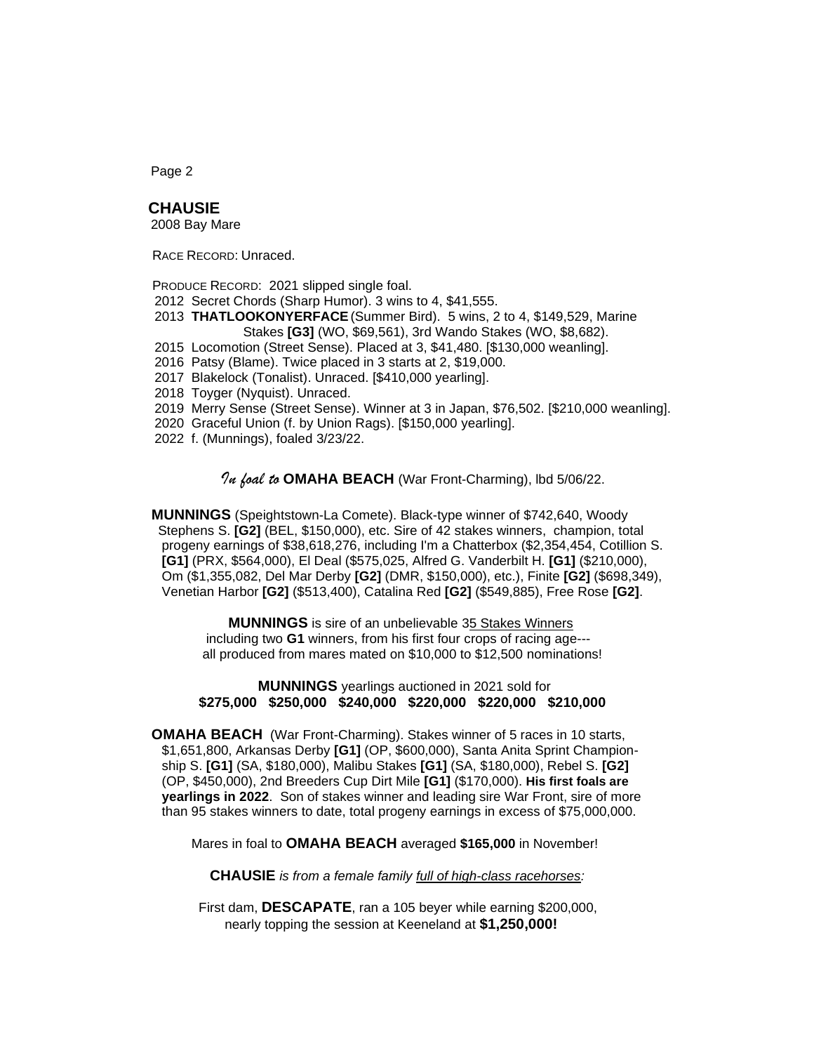## CHAUSIE

2008 Bay Mare

RACE RECORD: Unraced.

PRODUCE RECORD: 2021 slipped single foal.

2012 Secret Chords (Sharp Humor). 3 wins to 4, $41,555.

2013 **THATLOOKONYERFACE** (Summer Bird). 5 wins, 2 to 4, $149,529, Marine Stakes **[G3]** (WO, $69,561), 3rd Wando Stakes (WO, $8,682).

2015 Locomotion (Street Sense). Placed at 3, $41,480. [$130,000 weanling].

2016 Patsy (Blame). Twice placed in 3 starts at 2, $19,000.

2017 Blakelock (Tonalist). Unraced. [$410,000 yearling].

2018 Toyger (Nyquist). Unraced.

2019 Merry Sense (Street Sense). Winner at 3 in Japan, $76,502. [$210,000 weanling].

2020 Graceful Union (f. by Union Rags). [$150,000 yearling].

2022 f. (Munnings), foaled 3/23/22.

*In foal to* **OMAHA BEACH** (War Front-Charming), lbd 5/06/22.

**MUNNINGS** (Speightstown-La Comete). Black-type winner of $742,640, Woody Stephens S. **[G2]** (BEL, $150,000), etc. Sire of 42 stakes winners, champion, total progeny earnings of $38,618,276, including I'm a Chatterbox ($2,354,454, Cotillion S. **[G1]** (PRX, $564,000), El Deal ($575,025, Alfred G. Vanderbilt H. **[G1]** ($210,000), Om ($1,355,082, Del Mar Derby **[G2]** (DMR, $150,000), etc.), Finite **[G2]** ($698,349), Venetian Harbor **[G2]** ($513,400), Catalina Red **[G2]** ($549,885), Free Rose **[G2]**.

**MUNNINGS** is sire of an unbelievable 35 Stakes Winners including two **G1** winners, from his first four crops of racing age--- all produced from mares mated on $10,000 to $12,500 nominations!

**MUNNINGS** yearlings auctioned in 2021 sold for
**$275,000 $250,000 $240,000 $220,000 $220,000 $210,000**

**OMAHA BEACH** (War Front-Charming). Stakes winner of 5 races in 10 starts, $1,651,800, Arkansas Derby **[G1]** (OP, $600,000), Santa Anita Sprint Championship S. **[G1]** (SA, $180,000), Malibu Stakes **[G1]** (SA, $180,000), Rebel S. **[G2]** (OP, $450,000), 2nd Breeders Cup Dirt Mile **[G1]** ($170,000). **His first foals are yearlings in 2022**. Son of stakes winner and leading sire War Front, sire of more than 95 stakes winners to date, total progeny earnings in excess of $75,000,000.

Mares in foal to **OMAHA BEACH** averaged **$165,000** in November!

**CHAUSIE** *is from a female family full of high-class racehorses:*

First dam, **DESCAPATE**, ran a 105 beyer while earning $200,000, nearly topping the session at Keeneland at **$1,250,000!**